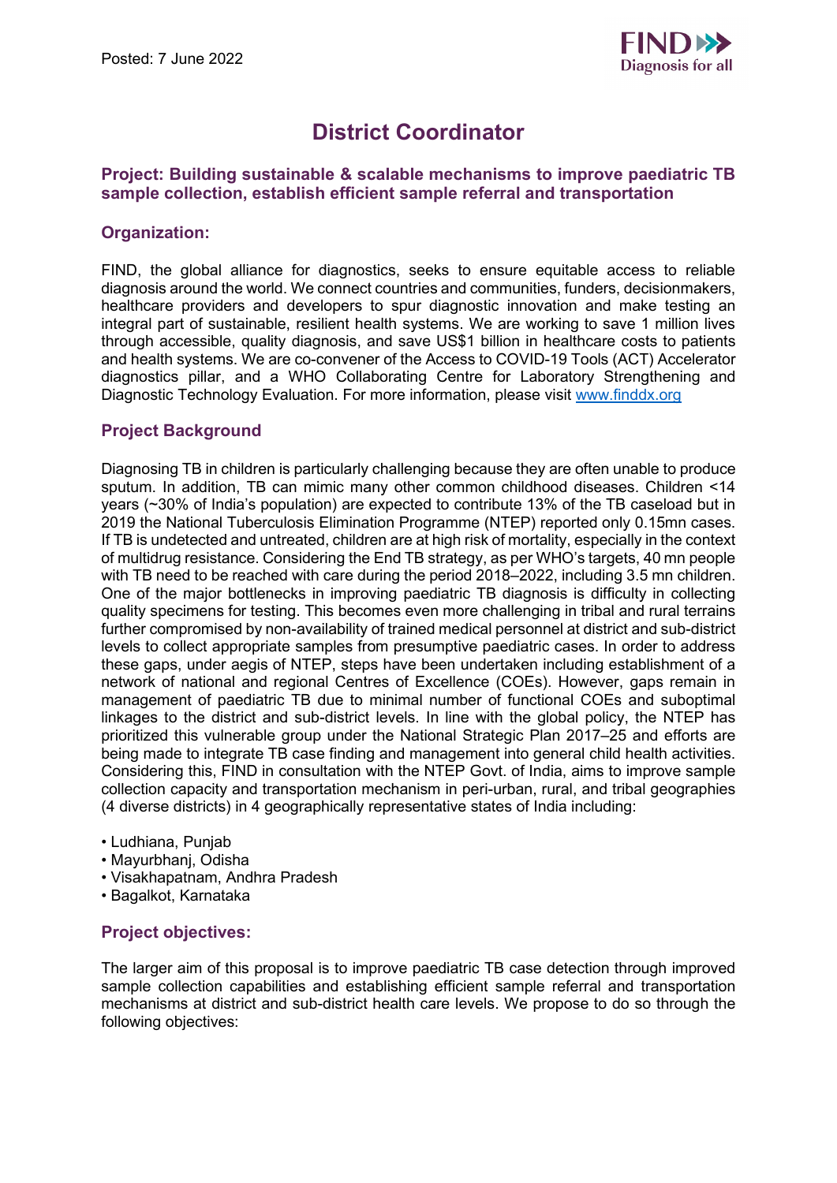Posted: 7 June 2022

# District Coordinator

### Project: Building sustainable & scalable mechanisms to improve paediatric TB sample collection, establish efficient sample referral and transportation

## Organization:

FIND, the global alliance for diagnostics, seeks to ensure equitable access to reliable diagnosis around the world. We connect countries and communities, funders, decisionmakers, healthcare providers and developers to spur diagnostic innovation and make testing an integral part of sustainable, resilient health systems. We are working to save 1 million lives through accessible, quality diagnosis, and save US$1 billion in healthcare costs to patients and health systems. We are co-convener of the Access to COVID-19 Tools (ACT) Accelerator diagnostics pillar, and a WHO Collaborating Centre for Laboratory Strengthening and Diagnostic Technology Evaluation. For more information, please visit [www.finddx.org](http://www.finddx.org)

## Project Background

Diagnosing TB in children is particularly challenging because they are often unable to produce sputum. In addition, TB can mimic many other common childhood diseases. Children <14 years (~30% of India's population) are expected to contribute 13% of the TB caseload but in 2019 the National Tuberculosis Elimination Programme (NTEP) reported only 0.15mn cases. If TB is undetected and untreated, children are at high risk of mortality, especially in the context of multidrug resistance. Considering the End TB strategy, as per WHO's targets, 40 mn people with TB need to be reached with care during the period 2018–2022, including 3.5 mn children. One of the major bottlenecks in improving paediatric TB diagnosis is difficulty in collecting quality specimens for testing. This becomes even more challenging in tribal and rural terrains further compromised by non-availability of trained medical personnel at district and sub-district levels to collect appropriate samples from presumptive paediatric cases. In order to address these gaps, under aegis of NTEP, steps have been undertaken including establishment of a network of national and regional Centres of Excellence (COEs). However, gaps remain in management of paediatric TB due to minimal number of functional COEs and suboptimal linkages to the district and sub-district levels. In line with the global policy, the NTEP has prioritized this vulnerable group under the National Strategic Plan 2017–25 and efforts are being made to integrate TB case finding and management into general child health activities. Considering this, FIND in consultation with the NTEP Govt. of India, aims to improve sample collection capacity and transportation mechanism in peri-urban, rural, and tribal geographies (4 diverse districts) in 4 geographically representative states of India including:

- Ludhiana, Punjab
- Mayurbhanj, Odisha
- Visakhapatnam, Andhra Pradesh
- Bagalkot, Karnataka

## Project objectives:

The larger aim of this proposal is to improve paediatric TB case detection through improved sample collection capabilities and establishing efficient sample referral and transportation mechanisms at district and sub-district health care levels. We propose to do so through the following objectives: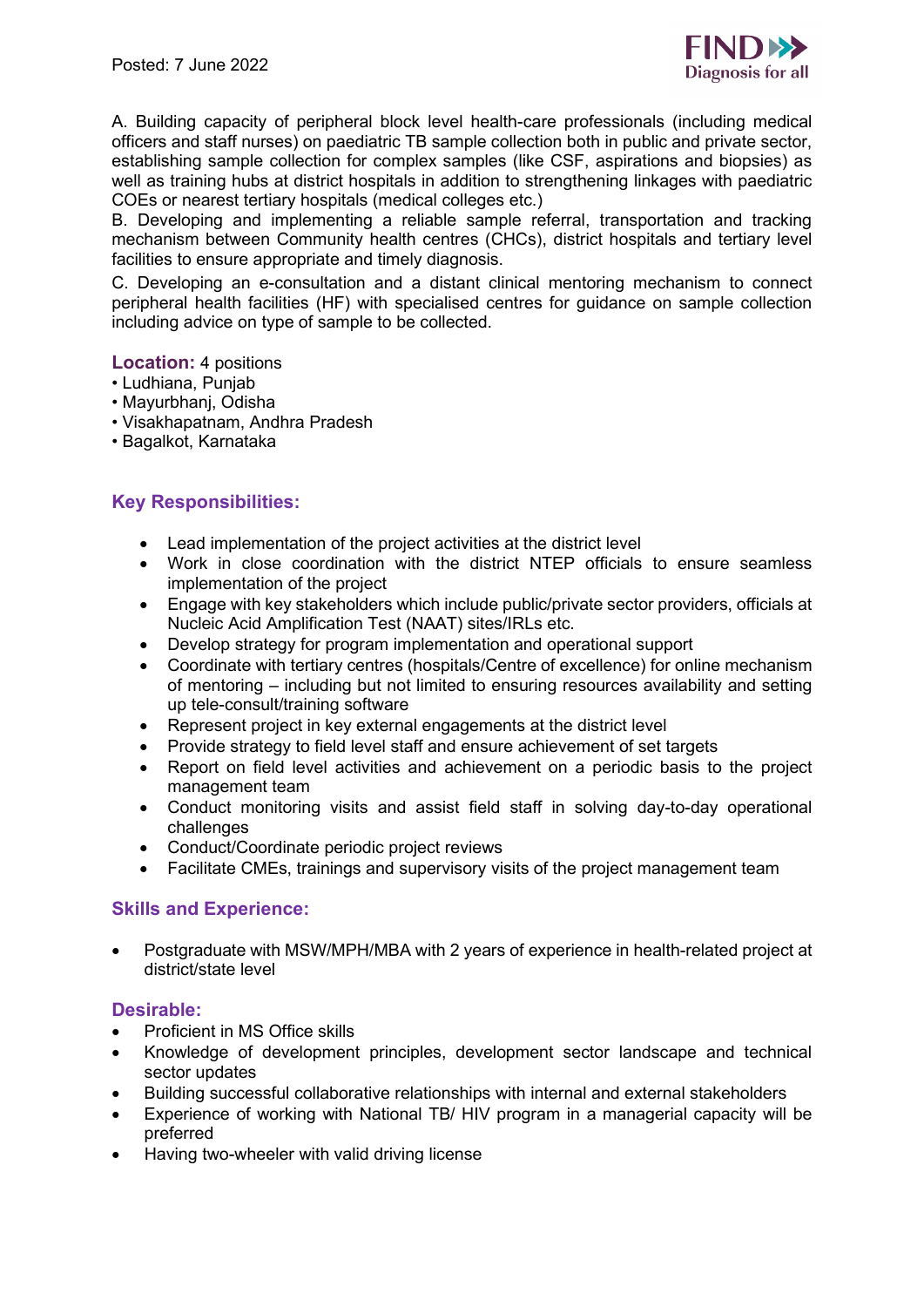A. Building capacity of peripheral block level health-care professionals (including medical officers and staff nurses) on paediatric TB sample collection both in public and private sector, establishing sample collection for complex samples (like CSF, aspirations and biopsies) as well as training hubs at district hospitals in addition to strengthening linkages with paediatric COEs or nearest tertiary hospitals (medical colleges etc.)

B. Developing and implementing a reliable sample referral, transportation and tracking mechanism between Community health centres (CHCs), district hospitals and tertiary level facilities to ensure appropriate and timely diagnosis.

C. Developing an e-consultation and a distant clinical mentoring mechanism to connect peripheral health facilities (HF) with specialised centres for guidance on sample collection including advice on type of sample to be collected.

**Location:** 4 positions

- Ludhiana, Punjab
- Mayurbhanj, Odisha
- Visakhapatnam, Andhra Pradesh
- Bagalkot, Karnataka

## Key Responsibilities:

- Lead implementation of the project activities at the district level
- Work in close coordination with the district NTEP officials to ensure seamless implementation of the project
- Engage with key stakeholders which include public/private sector providers, officials at Nucleic Acid Amplification Test (NAAT) sites/IRLs etc.
- Develop strategy for program implementation and operational support
- Coordinate with tertiary centres (hospitals/Centre of excellence) for online mechanism of mentoring – including but not limited to ensuring resources availability and setting up tele-consult/training software
- Represent project in key external engagements at the district level
- Provide strategy to field level staff and ensure achievement of set targets
- Report on field level activities and achievement on a periodic basis to the project management team
- Conduct monitoring visits and assist field staff in solving day-to-day operational challenges
- Conduct/Coordinate periodic project reviews
- Facilitate CMEs, trainings and supervisory visits of the project management team

## Skills and Experience:

- Postgraduate with MSW/MPH/MBA with 2 years of experience in health-related project at district/state level

## Desirable:

- Proficient in MS Office skills
- Knowledge of development principles, development sector landscape and technical sector updates
- Building successful collaborative relationships with internal and external stakeholders
- Experience of working with National TB/ HIV program in a managerial capacity will be preferred
- Having two-wheeler with valid driving license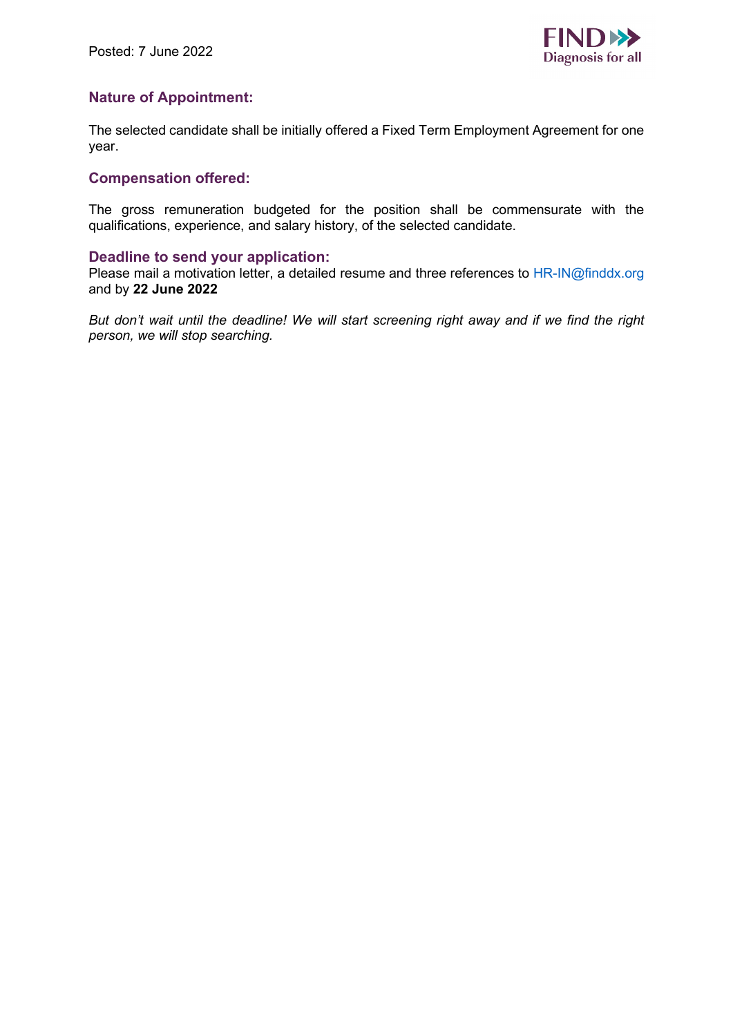Posted: 7 June 2022

## Nature of Appointment:

The selected candidate shall be initially offered a Fixed Term Employment Agreement for one year.

## Compensation offered:

The gross remuneration budgeted for the position shall be commensurate with the qualifications, experience, and salary history, of the selected candidate.

## Deadline to send your application:

Please mail a motivation letter, a detailed resume and three references to HR-IN@finddx.org and by **22 June 2022**

*But don't wait until the deadline! We will start screening right away and if we find the right person, we will stop searching.*